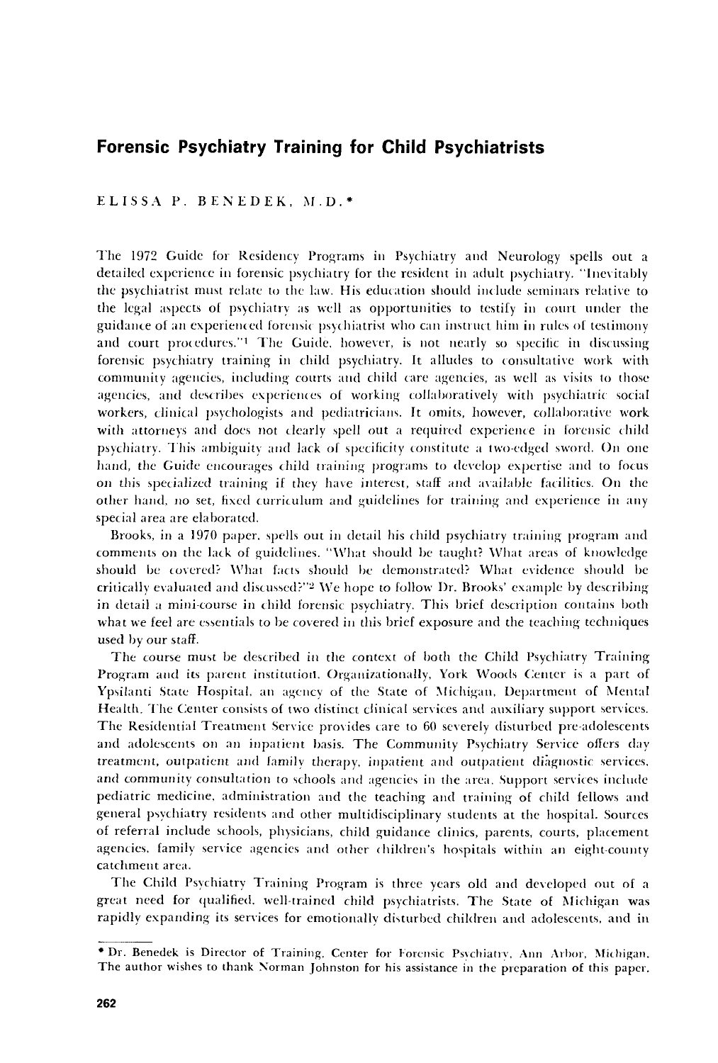# Forensic Psychiatry Training for Child Psychiatrists

ELISSA P. BENEDEK, M.D.*

The 1972 Guide for Residency Programs in Psychiatry and Neurology spells out a detailed experience in forensic psychiatry for the resident in adult psychiatry. "Inevitably the psychiatrist must relate to the law. His education should include seminars relative to the legal aspects of psychiatry as well as opportunities to testify in court under the guidance of an experienced forensic psychiatrist who can instruct him in rules of testimony and court procedures."[1] The Guide, however, is not nearly so specific in discussing forensic psychiatry training in child psychiatry. It alludes to consultative work with community agencies, including courts and child care agencies, as well as visits to those agencies, and describes experiences of working collaboratively with psychiatric social workers, clinical psychologists and pediatricians. It omits, however, collaborative work with attorneys and does not clearly spell out a required experience in forensic child psychiatry. This ambiguity and lack of specificity constitute a two-edged sword. On one hand, the Guide encourages child training programs to develop expertise and to focus on this specialized training if they have interest, staff and available facilities. On the other hand, no set, fixed curriculum and guidelines for training and experience in any special area are elaborated.

Brooks, in a 1970 paper, spells out in detail his child psychiatry training program and comments on the lack of guidelines. "What should be taught? What areas of knowledge should be covered? What facts should be demonstrated? What evidence should be critically evaluated and discussed?"[2] We hope to follow Dr. Brooks' example by describing in detail a mini-course in child forensic psychiatry. This brief description contains both what we feel are essentials to be covered in this brief exposure and the teaching techniques used by our staff.

The course must be described in the context of both the Child Psychiatry Training Program and its parent institution. Organizationally, York Woods Center is a part of Ypsilanti State Hospital, an agency of the State of Michigan, Department of Mental Health. The Center consists of two distinct clinical services and auxiliary support services. The Residential Treatment Service provides care to 60 severely disturbed pre-adolescents and adolescents on an inpatient basis. The Community Psychiatry Service offers day treatment, outpatient and family therapy, inpatient and outpatient diagnostic services, and community consultation to schools and agencies in the area. Support services include pediatric medicine, administration and the teaching and training of child fellows and general psychiatry residents and other multidisciplinary students at the hospital. Sources of referral include schools, physicians, child guidance clinics, parents, courts, placement agencies, family service agencies and other children's hospitals within an eight-county catchment area.

The Child Psychiatry Training Program is three years old and developed out of a great need for qualified, well-trained child psychiatrists. The State of Michigan was rapidly expanding its services for emotionally disturbed children and adolescents, and in

---

* Dr. Benedek is Director of Training, Center for Forensic Psychiatry, Ann Arbor, Michigan. The author wishes to thank Norman Johnston for his assistance in the preparation of this paper.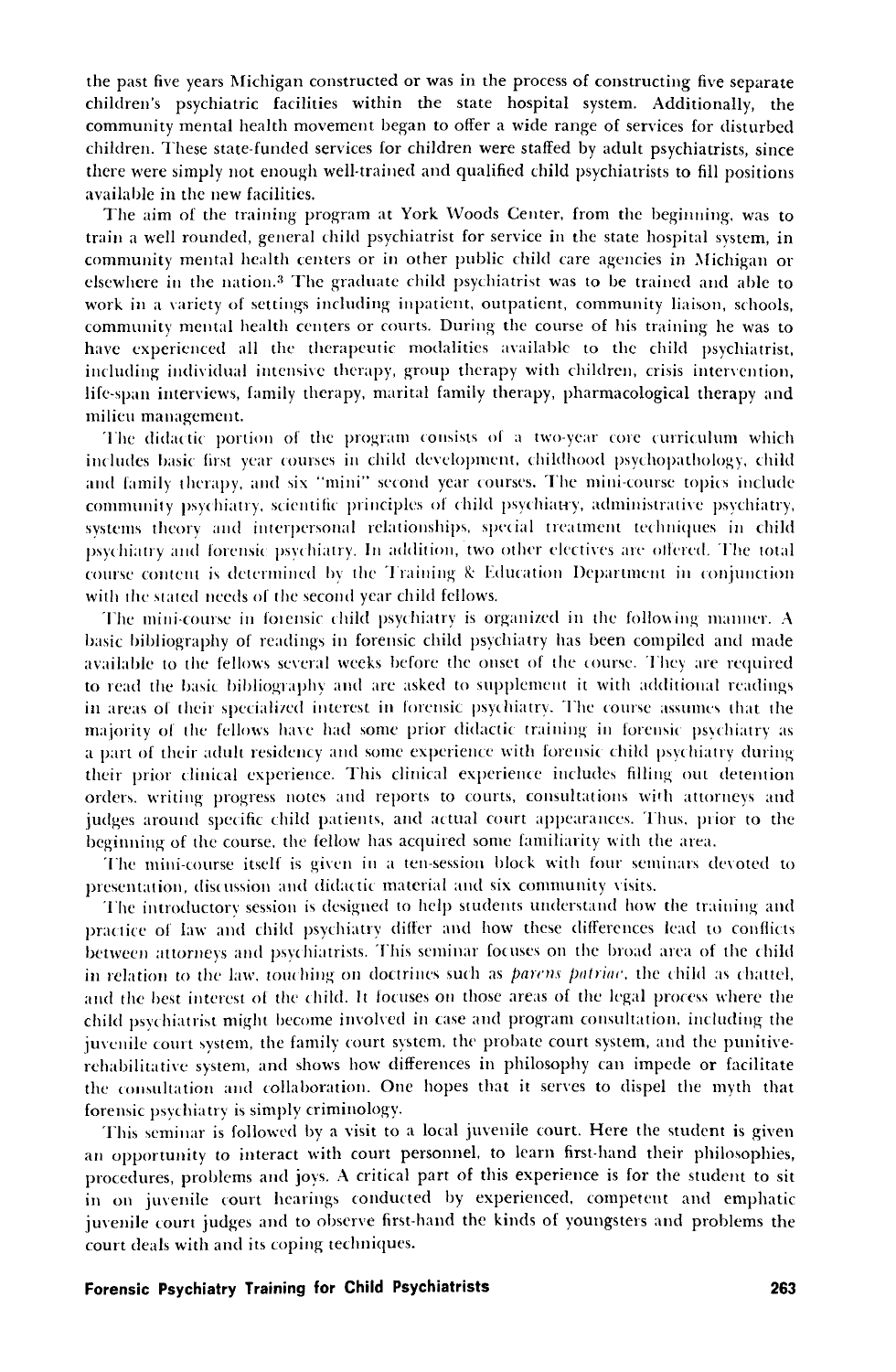the past five years Michigan constructed or was in the process of constructing five separate children's psychiatric facilities within the state hospital system. Additionally, the community mental health movement began to offer a wide range of services for disturbed children. These state-funded services for children were staffed by adult psychiatrists, since there were simply not enough well-trained and qualified child psychiatrists to fill positions available in the new facilities.

The aim of the training program at York Woods Center, from the beginning, was to train a well rounded, general child psychiatrist for service in the state hospital system, in community mental health centers or in other public child care agencies in Michigan or elsewhere in the nation.[3] The graduate child psychiatrist was to be trained and able to work in a variety of settings including inpatient, outpatient, community liaison, schools, community mental health centers or courts. During the course of his training he was to have experienced all the therapeutic modalities available to the child psychiatrist, including individual intensive therapy, group therapy with children, crisis intervention, life-span interviews, family therapy, marital family therapy, pharmacological therapy and milieu management.

The didactic portion of the program consists of a two-year core curriculum which includes basic first year courses in child development, childhood psychopathology, child and family therapy, and six "mini" second year courses. The mini-course topics include community psychiatry, scientific principles of child psychiatry, administrative psychiatry, systems theory and interpersonal relationships, special treatment techniques in child psychiatry and forensic psychiatry. In addition, two other electives are offered. The total course content is determined by the Training & Education Department in conjunction with the stated needs of the second year child fellows.

The mini-course in forensic child psychiatry is organized in the following manner. A basic bibliography of readings in forensic child psychiatry has been compiled and made available to the fellows several weeks before the onset of the course. They are required to read the basic bibliography and are asked to supplement it with additional readings in areas of their specialized interest in forensic psychiatry. The course assumes that the majority of the fellows have had some prior didactic training in forensic psychiatry as a part of their adult residency and some experience with forensic child psychiatry during their prior clinical experience. This clinical experience includes filling out detention orders, writing progress notes and reports to courts, consultations with attorneys and judges around specific child patients, and actual court appearances. Thus, prior to the beginning of the course, the fellow has acquired some familiarity with the area.

The mini-course itself is given in a ten-session block with four seminars devoted to presentation, discussion and didactic material and six community visits.

The introductory session is designed to help students understand how the training and practice of law and child psychiatry differ and how these differences lead to conflicts between attorneys and psychiatrists. This seminar focuses on the broad area of the child in relation to the law, touching on doctrines such as *parens patriae*, the child as chattel, and the best interest of the child. It focuses on those areas of the legal process where the child psychiatrist might become involved in case and program consultation, including the juvenile court system, the family court system, the probate court system, and the punitive-rehabilitative system, and shows how differences in philosophy can impede or facilitate the consultation and collaboration. One hopes that it serves to dispel the myth that forensic psychiatry is simply criminology.

This seminar is followed by a visit to a local juvenile court. Here the student is given an opportunity to interact with court personnel, to learn first-hand their philosophies, procedures, problems and joys. A critical part of this experience is for the student to sit in on juvenile court hearings conducted by experienced, competent and emphatic juvenile court judges and to observe first-hand the kinds of youngsters and problems the court deals with and its coping techniques.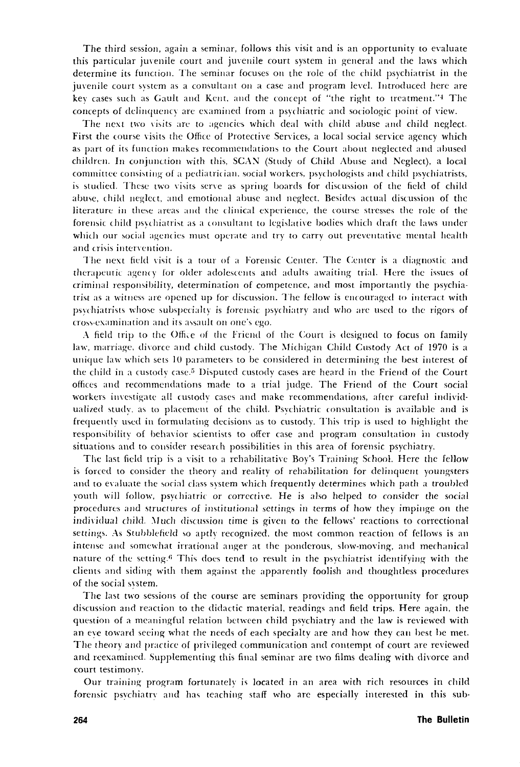The third session, again a seminar, follows this visit and is an opportunity to evaluate this particular juvenile court and juvenile court system in general and the laws which determine its function. The seminar focuses on the role of the child psychiatrist in the juvenile court system as a consultant on a case and program level. Introduced here are key cases such as Gault and Kent, and the concept of "the right to treatment."[4] The concepts of delinquency are examined from a psychiatric and sociologic point of view.

The next two visits are to agencies which deal with child abuse and child neglect. First the course visits the Office of Protective Services, a local social service agency which as part of its function makes recommendations to the Court about neglected and abused children. In conjunction with this, SCAN (Study of Child Abuse and Neglect), a local committee consisting of a pediatrician, social workers, psychologists and child psychiatrists, is studied. These two visits serve as spring boards for discussion of the field of child abuse, child neglect, and emotional abuse and neglect. Besides actual discussion of the literature in these areas and the clinical experience, the course stresses the role of the forensic child psychiatrist as a consultant to legislative bodies which draft the laws under which our social agencies must operate and try to carry out preventative mental health and crisis intervention.

The next field visit is a tour of a Forensic Center. The Center is a diagnostic and therapeutic agency for older adolescents and adults awaiting trial. Here the issues of criminal responsibility, determination of competence, and most importantly the psychiatrist as a witness are opened up for discussion. The fellow is encouraged to interact with psychiatrists whose subspecialty is forensic psychiatry and who are used to the rigors of cross-examination and its assault on one's ego.

A field trip to the Office of the Friend of the Court is designed to focus on family law, marriage, divorce and child custody. The Michigan Child Custody Act of 1970 is a unique law which sets 10 parameters to be considered in determining the best interest of the child in a custody case.[5] Disputed custody cases are heard in the Friend of the Court offices and recommendations made to a trial judge. The Friend of the Court social workers investigate all custody cases and make recommendations, after careful individualized study, as to placement of the child. Psychiatric consultation is available and is frequently used in formulating decisions as to custody. This trip is used to highlight the responsibility of behavior scientists to offer case and program consultation in custody situations and to consider research possibilities in this area of forensic psychiatry.

The last field trip is a visit to a rehabilitative Boy's Training School. Here the fellow is forced to consider the theory and reality of rehabilitation for delinquent youngsters and to evaluate the social class system which frequently determines which path a troubled youth will follow, psychiatric or corrective. He is also helped to consider the social procedures and structures of institutional settings in terms of how they impinge on the individual child. Much discussion time is given to the fellows' reactions to correctional settings. As Stubblefield so aptly recognized, the most common reaction of fellows is an intense and somewhat irrational anger at the ponderous, slow-moving, and mechanical nature of the setting.[6] This does tend to result in the psychiatrist identifying with the clients and siding with them against the apparently foolish and thoughtless procedures of the social system.

The last two sessions of the course are seminars providing the opportunity for group discussion and reaction to the didactic material, readings and field trips. Here again, the question of a meaningful relation between child psychiatry and the law is reviewed with an eye toward seeing what the needs of each specialty are and how they can best be met. The theory and practice of privileged communication and contempt of court are reviewed and reexamined. Supplementing this final seminar are two films dealing with divorce and court testimony.

Our training program fortunately is located in an area with rich resources in child forensic psychiatry and has teaching staff who are especially interested in this sub-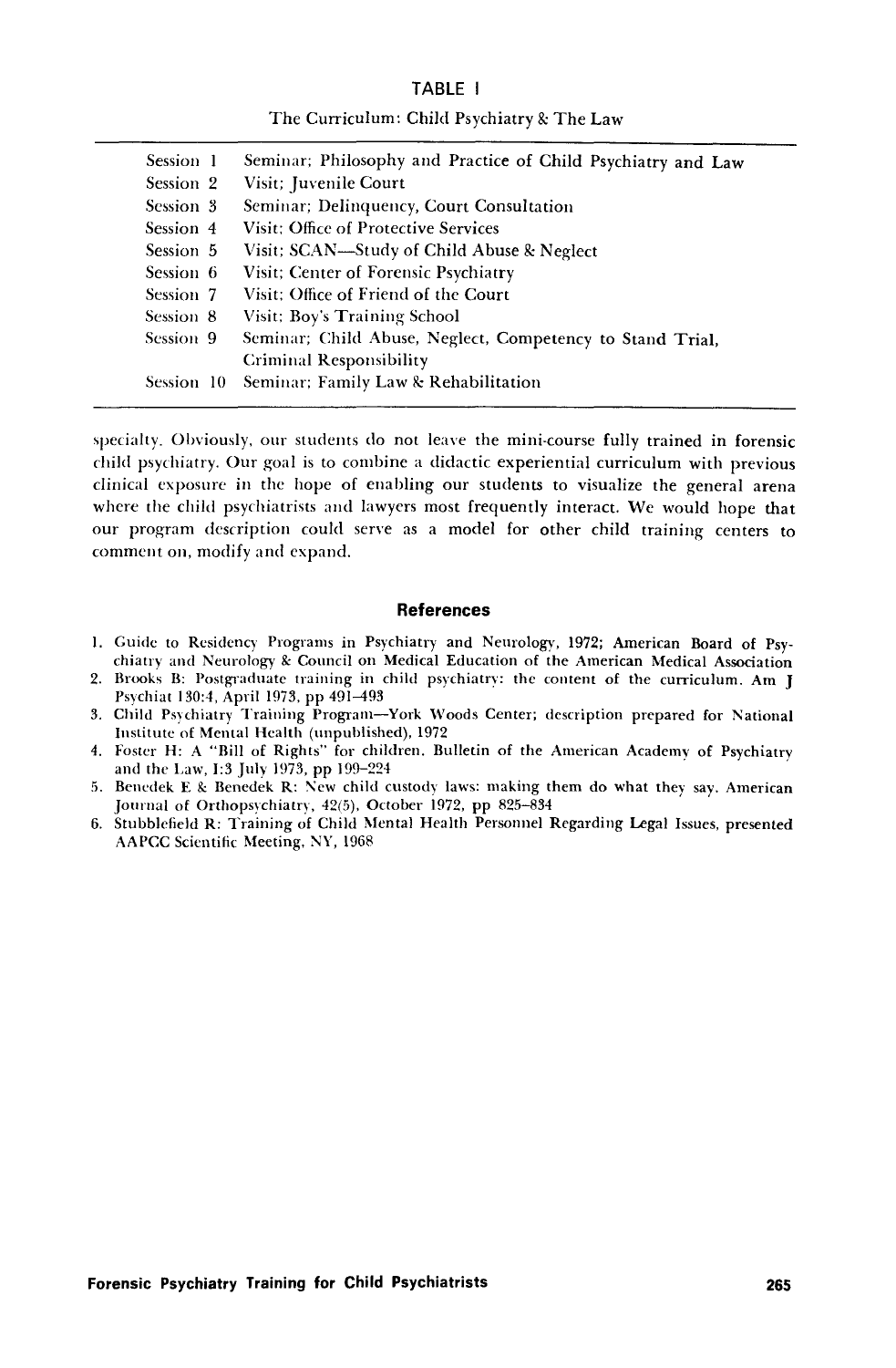TABLE I

The Curriculum: Child Psychiatry & The Law

| | |
|---|---|
| Session 1 | Seminar; Philosophy and Practice of Child Psychiatry and Law |
| Session 2 | Visit; Juvenile Court |
| Session 3 | Seminar; Delinquency, Court Consultation |
| Session 4 | Visit; Office of Protective Services |
| Session 5 | Visit; SCAN—Study of Child Abuse & Neglect |
| Session 6 | Visit; Center of Forensic Psychiatry |
| Session 7 | Visit; Office of Friend of the Court |
| Session 8 | Visit; Boy's Training School |
| Session 9 | Seminar; Child Abuse, Neglect, Competency to Stand Trial, Criminal Responsibility |
| Session 10 | Seminar; Family Law & Rehabilitation |

specialty. Obviously, our students do not leave the mini-course fully trained in forensic child psychiatry. Our goal is to combine a didactic experiential curriculum with previous clinical exposure in the hope of enabling our students to visualize the general arena where the child psychiatrists and lawyers most frequently interact. We would hope that our program description could serve as a model for other child training centers to comment on, modify and expand.

## References

1. Guide to Residency Programs in Psychiatry and Neurology, 1972; American Board of Psychiatry and Neurology & Council on Medical Education of the American Medical Association
2. Brooks B: Postgraduate training in child psychiatry: the content of the curriculum. Am J Psychiat 130:4, April 1973, pp 491–493
3. Child Psychiatry Training Program—York Woods Center; description prepared for National Institute of Mental Health (unpublished), 1972
4. Foster H: A "Bill of Rights" for children. Bulletin of the American Academy of Psychiatry and the Law, I:3 July 1973, pp 199–224
5. Benedek E & Benedek R: New child custody laws: making them do what they say. American Journal of Orthopsychiatry, 42(5), October 1972, pp 825–834
6. Stubblefield R: Training of Child Mental Health Personnel Regarding Legal Issues, presented AAPCC Scientific Meeting, NY, 1968